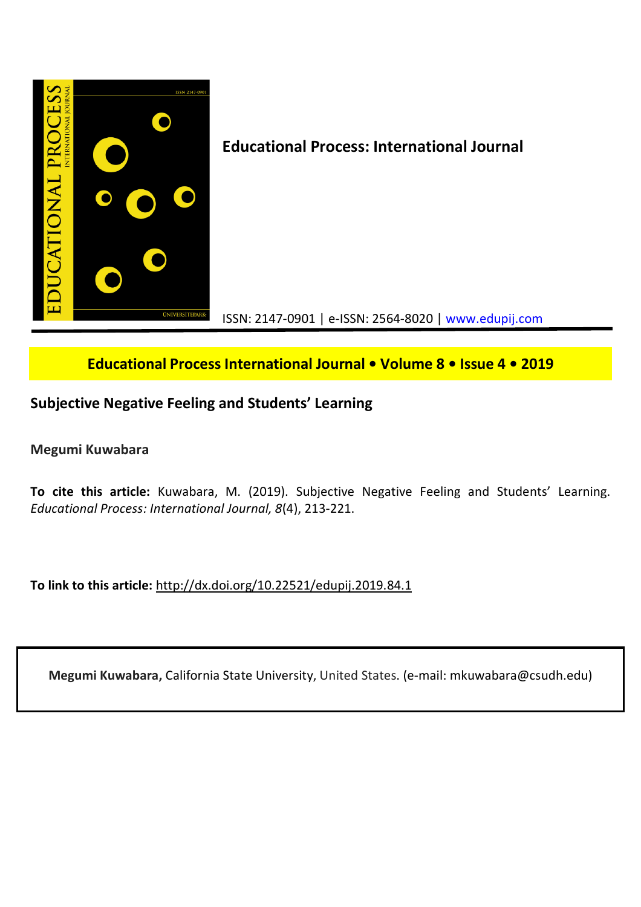**Educational Process: International Journal**

ISSN: 2147-0901 | e-ISSN: 2564-8020 | www.edupij.com

**Educational Process International Journal • Volume 8 • Issue 4 • 2019**

## Subjective Negative Feeling and Students' Learning

**Megumi Kuwabara**

**To cite this article:** Kuwabara, M. (2019). Subjective Negative Feeling and Students' Learning. *Educational Process: International Journal, 8*(4), 213-221.

**To link to this article:** http://dx.doi.org/10.22521/edupij.2019.84.1

**Megumi Kuwabara,** California State University, United States. (e-mail: mkuwabara@csudh.edu)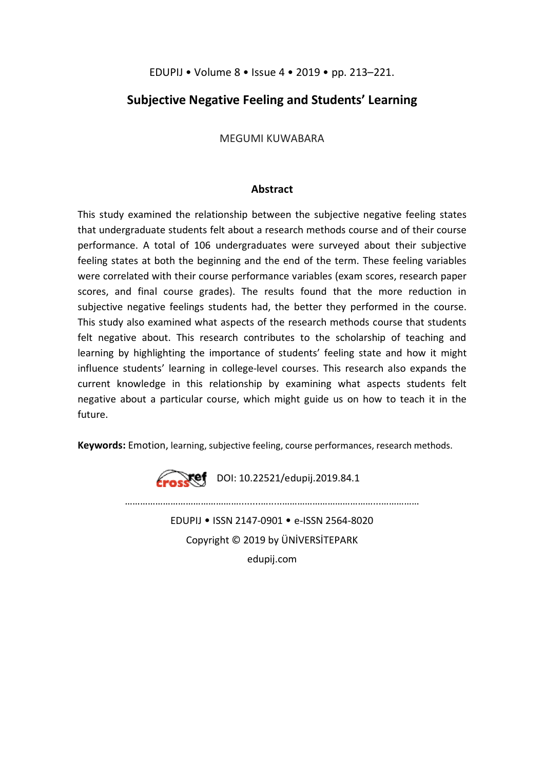# Subjective Negative Feeling and Students' Learning

MEGUMI KUWABARA

## Abstract

This study examined the relationship between the subjective negative feeling states that undergraduate students felt about a research methods course and of their course performance. A total of 106 undergraduates were surveyed about their subjective feeling states at both the beginning and the end of the term. These feeling variables were correlated with their course performance variables (exam scores, research paper scores, and final course grades). The results found that the more reduction in subjective negative feelings students had, the better they performed in the course. This study also examined what aspects of the research methods course that students felt negative about. This research contributes to the scholarship of teaching and learning by highlighting the importance of students' feeling state and how it might influence students' learning in college-level courses. This research also expands the current knowledge in this relationship by examining what aspects students felt negative about a particular course, which might guide us on how to teach it in the future.

**Keywords:** Emotion, learning, subjective feeling, course performances, research methods.

DOI: 10.22521/edupij.2019.84.1

EDUPIJ • ISSN 2147-0901 • e-ISSN 2564-8020

Copyright © 2019 by ÜNİVERSİTEPARK

edupij.com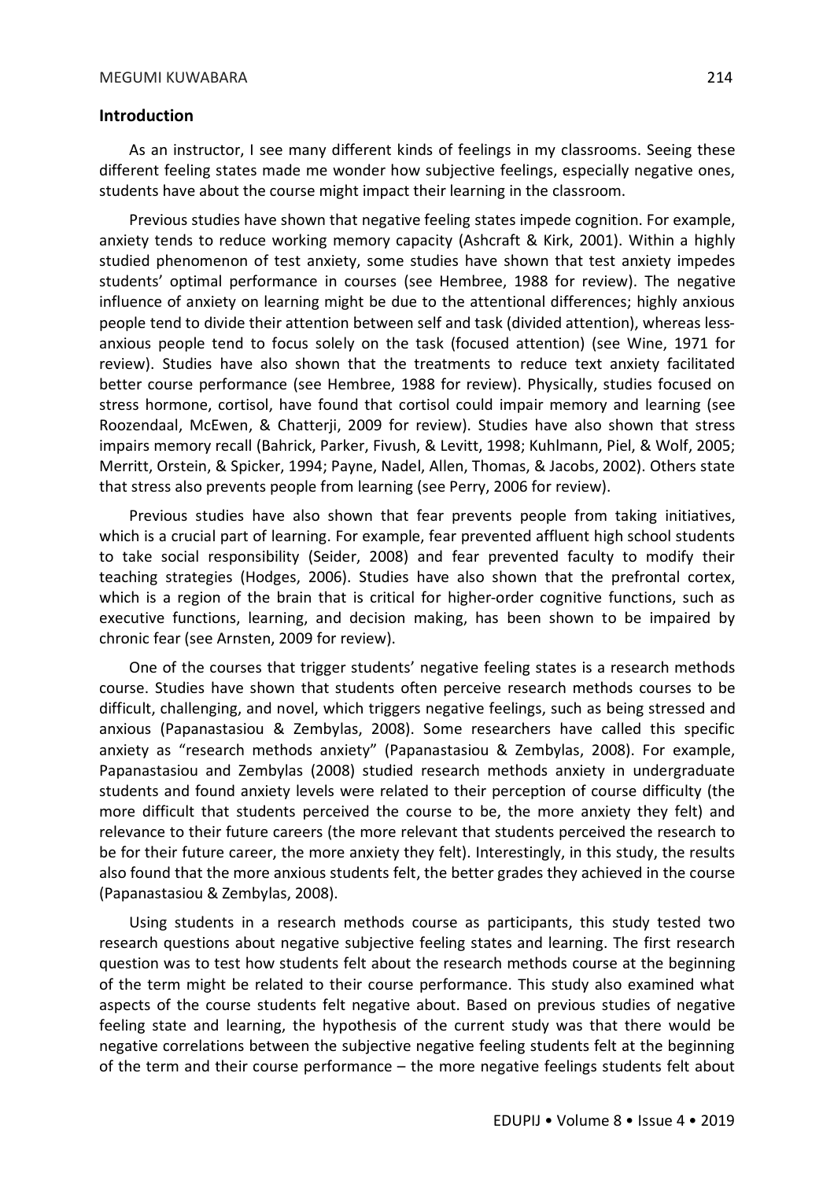## Introduction

As an instructor, I see many different kinds of feelings in my classrooms. Seeing these different feeling states made me wonder how subjective feelings, especially negative ones, students have about the course might impact their learning in the classroom.

Previous studies have shown that negative feeling states impede cognition. For example, anxiety tends to reduce working memory capacity (Ashcraft & Kirk, 2001). Within a highly studied phenomenon of test anxiety, some studies have shown that test anxiety impedes students' optimal performance in courses (see Hembree, 1988 for review). The negative influence of anxiety on learning might be due to the attentional differences; highly anxious people tend to divide their attention between self and task (divided attention), whereas less-anxious people tend to focus solely on the task (focused attention) (see Wine, 1971 for review). Studies have also shown that the treatments to reduce text anxiety facilitated better course performance (see Hembree, 1988 for review). Physically, studies focused on stress hormone, cortisol, have found that cortisol could impair memory and learning (see Roozendaal, McEwen, & Chatterji, 2009 for review). Studies have also shown that stress impairs memory recall (Bahrick, Parker, Fivush, & Levitt, 1998; Kuhlmann, Piel, & Wolf, 2005; Merritt, Orstein, & Spicker, 1994; Payne, Nadel, Allen, Thomas, & Jacobs, 2002). Others state that stress also prevents people from learning (see Perry, 2006 for review).

Previous studies have also shown that fear prevents people from taking initiatives, which is a crucial part of learning. For example, fear prevented affluent high school students to take social responsibility (Seider, 2008) and fear prevented faculty to modify their teaching strategies (Hodges, 2006). Studies have also shown that the prefrontal cortex, which is a region of the brain that is critical for higher-order cognitive functions, such as executive functions, learning, and decision making, has been shown to be impaired by chronic fear (see Arnsten, 2009 for review).

One of the courses that trigger students' negative feeling states is a research methods course. Studies have shown that students often perceive research methods courses to be difficult, challenging, and novel, which triggers negative feelings, such as being stressed and anxious (Papanastasiou & Zembylas, 2008). Some researchers have called this specific anxiety as "research methods anxiety" (Papanastasiou & Zembylas, 2008). For example, Papanastasiou and Zembylas (2008) studied research methods anxiety in undergraduate students and found anxiety levels were related to their perception of course difficulty (the more difficult that students perceived the course to be, the more anxiety they felt) and relevance to their future careers (the more relevant that students perceived the research to be for their future career, the more anxiety they felt). Interestingly, in this study, the results also found that the more anxious students felt, the better grades they achieved in the course (Papanastasiou & Zembylas, 2008).

Using students in a research methods course as participants, this study tested two research questions about negative subjective feeling states and learning. The first research question was to test how students felt about the research methods course at the beginning of the term might be related to their course performance. This study also examined what aspects of the course students felt negative about. Based on previous studies of negative feeling state and learning, the hypothesis of the current study was that there would be negative correlations between the subjective negative feeling students felt at the beginning of the term and their course performance – the more negative feelings students felt about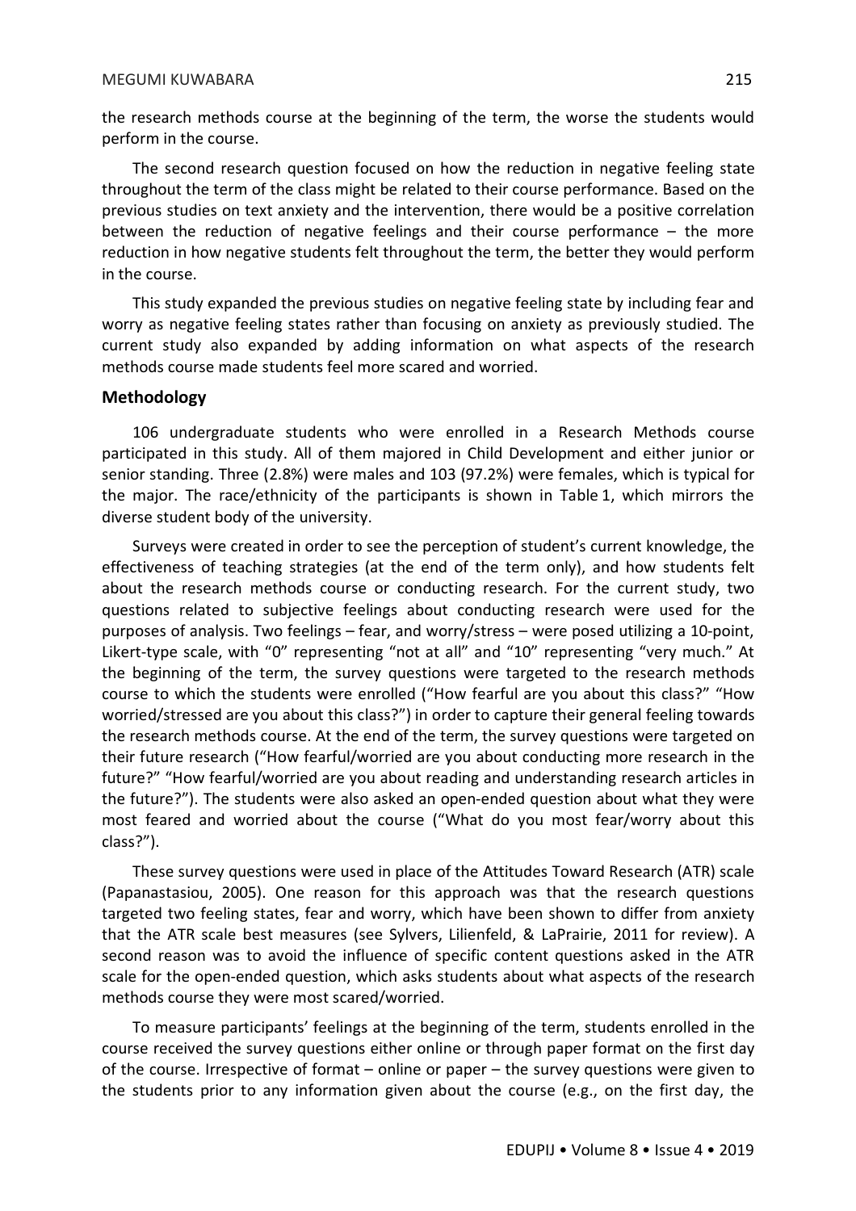the research methods course at the beginning of the term, the worse the students would perform in the course.

The second research question focused on how the reduction in negative feeling state throughout the term of the class might be related to their course performance. Based on the previous studies on text anxiety and the intervention, there would be a positive correlation between the reduction of negative feelings and their course performance – the more reduction in how negative students felt throughout the term, the better they would perform in the course.

This study expanded the previous studies on negative feeling state by including fear and worry as negative feeling states rather than focusing on anxiety as previously studied. The current study also expanded by adding information on what aspects of the research methods course made students feel more scared and worried.

## Methodology

106 undergraduate students who were enrolled in a Research Methods course participated in this study. All of them majored in Child Development and either junior or senior standing. Three (2.8%) were males and 103 (97.2%) were females, which is typical for the major. The race/ethnicity of the participants is shown in Table 1, which mirrors the diverse student body of the university.

Surveys were created in order to see the perception of student's current knowledge, the effectiveness of teaching strategies (at the end of the term only), and how students felt about the research methods course or conducting research. For the current study, two questions related to subjective feelings about conducting research were used for the purposes of analysis. Two feelings – fear, and worry/stress – were posed utilizing a 10-point, Likert-type scale, with "0" representing "not at all" and "10" representing "very much." At the beginning of the term, the survey questions were targeted to the research methods course to which the students were enrolled ("How fearful are you about this class?" "How worried/stressed are you about this class?") in order to capture their general feeling towards the research methods course. At the end of the term, the survey questions were targeted on their future research ("How fearful/worried are you about conducting more research in the future?" "How fearful/worried are you about reading and understanding research articles in the future?"). The students were also asked an open-ended question about what they were most feared and worried about the course ("What do you most fear/worry about this class?").

These survey questions were used in place of the Attitudes Toward Research (ATR) scale (Papanastasiou, 2005). One reason for this approach was that the research questions targeted two feeling states, fear and worry, which have been shown to differ from anxiety that the ATR scale best measures (see Sylvers, Lilienfeld, & LaPrairie, 2011 for review). A second reason was to avoid the influence of specific content questions asked in the ATR scale for the open-ended question, which asks students about what aspects of the research methods course they were most scared/worried.

To measure participants' feelings at the beginning of the term, students enrolled in the course received the survey questions either online or through paper format on the first day of the course. Irrespective of format – online or paper – the survey questions were given to the students prior to any information given about the course (e.g., on the first day, the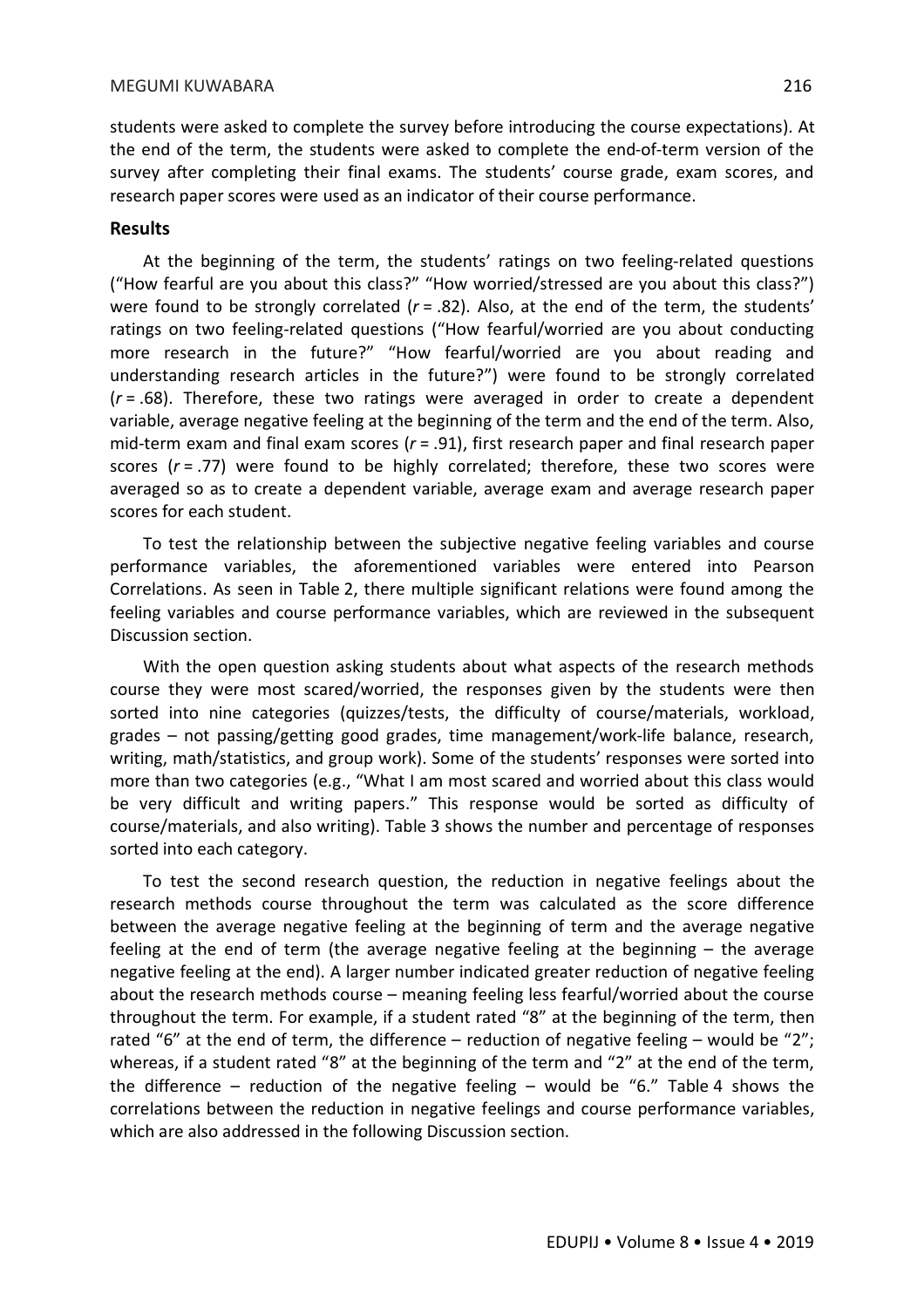students were asked to complete the survey before introducing the course expectations). At the end of the term, the students were asked to complete the end-of-term version of the survey after completing their final exams. The students' course grade, exam scores, and research paper scores were used as an indicator of their course performance.

## Results

At the beginning of the term, the students' ratings on two feeling-related questions ("How fearful are you about this class?" "How worried/stressed are you about this class?") were found to be strongly correlated ($r = .82$). Also, at the end of the term, the students' ratings on two feeling-related questions ("How fearful/worried are you about conducting more research in the future?" "How fearful/worried are you about reading and understanding research articles in the future?") were found to be strongly correlated ($r = .68$). Therefore, these two ratings were averaged in order to create a dependent variable, average negative feeling at the beginning of the term and the end of the term. Also, mid-term exam and final exam scores ($r = .91$), first research paper and final research paper scores ($r = .77$) were found to be highly correlated; therefore, these two scores were averaged so as to create a dependent variable, average exam and average research paper scores for each student.

To test the relationship between the subjective negative feeling variables and course performance variables, the aforementioned variables were entered into Pearson Correlations. As seen in Table 2, there multiple significant relations were found among the feeling variables and course performance variables, which are reviewed in the subsequent Discussion section.

With the open question asking students about what aspects of the research methods course they were most scared/worried, the responses given by the students were then sorted into nine categories (quizzes/tests, the difficulty of course/materials, workload, grades – not passing/getting good grades, time management/work-life balance, research, writing, math/statistics, and group work). Some of the students' responses were sorted into more than two categories (e.g., "What I am most scared and worried about this class would be very difficult and writing papers." This response would be sorted as difficulty of course/materials, and also writing). Table 3 shows the number and percentage of responses sorted into each category.

To test the second research question, the reduction in negative feelings about the research methods course throughout the term was calculated as the score difference between the average negative feeling at the beginning of term and the average negative feeling at the end of term (the average negative feeling at the beginning – the average negative feeling at the end). A larger number indicated greater reduction of negative feeling about the research methods course – meaning feeling less fearful/worried about the course throughout the term. For example, if a student rated "8" at the beginning of the term, then rated "6" at the end of term, the difference – reduction of negative feeling – would be "2"; whereas, if a student rated "8" at the beginning of the term and "2" at the end of the term, the difference – reduction of the negative feeling – would be "6." Table 4 shows the correlations between the reduction in negative feelings and course performance variables, which are also addressed in the following Discussion section.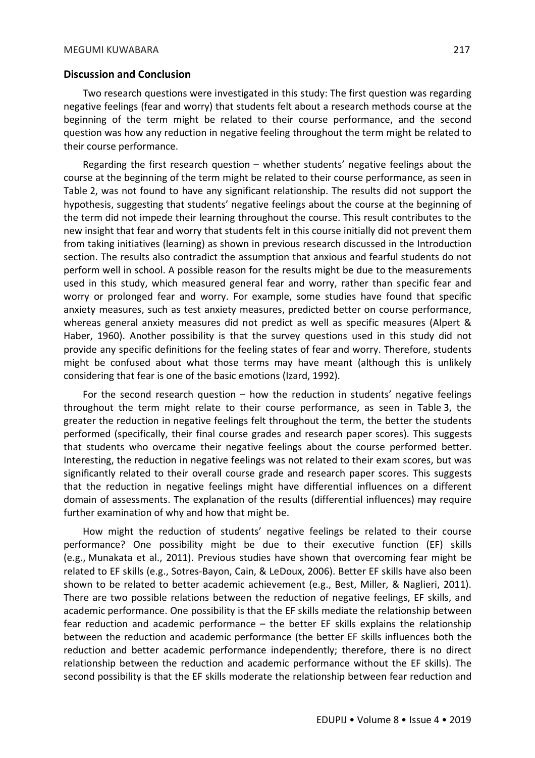## Discussion and Conclusion

Two research questions were investigated in this study: The first question was regarding negative feelings (fear and worry) that students felt about a research methods course at the beginning of the term might be related to their course performance, and the second question was how any reduction in negative feeling throughout the term might be related to their course performance.

Regarding the first research question – whether students' negative feelings about the course at the beginning of the term might be related to their course performance, as seen in Table 2, was not found to have any significant relationship. The results did not support the hypothesis, suggesting that students' negative feelings about the course at the beginning of the term did not impede their learning throughout the course. This result contributes to the new insight that fear and worry that students felt in this course initially did not prevent them from taking initiatives (learning) as shown in previous research discussed in the Introduction section. The results also contradict the assumption that anxious and fearful students do not perform well in school. A possible reason for the results might be due to the measurements used in this study, which measured general fear and worry, rather than specific fear and worry or prolonged fear and worry. For example, some studies have found that specific anxiety measures, such as test anxiety measures, predicted better on course performance, whereas general anxiety measures did not predict as well as specific measures (Alpert & Haber, 1960). Another possibility is that the survey questions used in this study did not provide any specific definitions for the feeling states of fear and worry. Therefore, students might be confused about what those terms may have meant (although this is unlikely considering that fear is one of the basic emotions (Izard, 1992).

For the second research question – how the reduction in students' negative feelings throughout the term might relate to their course performance, as seen in Table 3, the greater the reduction in negative feelings felt throughout the term, the better the students performed (specifically, their final course grades and research paper scores). This suggests that students who overcame their negative feelings about the course performed better. Interesting, the reduction in negative feelings was not related to their exam scores, but was significantly related to their overall course grade and research paper scores. This suggests that the reduction in negative feelings might have differential influences on a different domain of assessments. The explanation of the results (differential influences) may require further examination of why and how that might be.

How might the reduction of students' negative feelings be related to their course performance? One possibility might be due to their executive function (EF) skills (e.g., Munakata et al., 2011). Previous studies have shown that overcoming fear might be related to EF skills (e.g., Sotres-Bayon, Cain, & LeDoux, 2006). Better EF skills have also been shown to be related to better academic achievement (e.g., Best, Miller, & Naglieri, 2011). There are two possible relations between the reduction of negative feelings, EF skills, and academic performance. One possibility is that the EF skills mediate the relationship between fear reduction and academic performance – the better EF skills explains the relationship between the reduction and academic performance (the better EF skills influences both the reduction and better academic performance independently; therefore, there is no direct relationship between the reduction and academic performance without the EF skills). The second possibility is that the EF skills moderate the relationship between fear reduction and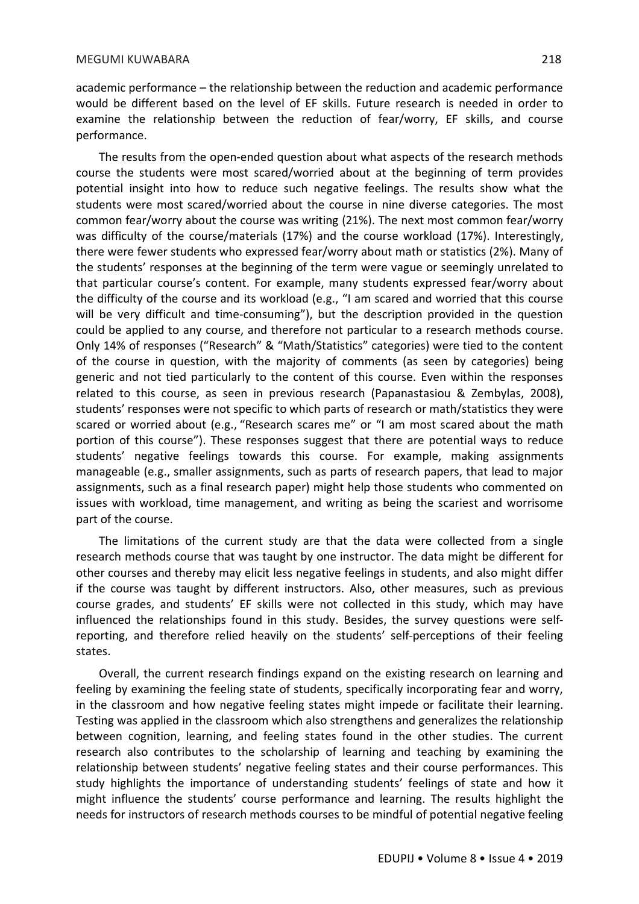academic performance – the relationship between the reduction and academic performance would be different based on the level of EF skills. Future research is needed in order to examine the relationship between the reduction of fear/worry, EF skills, and course performance.

The results from the open-ended question about what aspects of the research methods course the students were most scared/worried about at the beginning of term provides potential insight into how to reduce such negative feelings. The results show what the students were most scared/worried about the course in nine diverse categories. The most common fear/worry about the course was writing (21%). The next most common fear/worry was difficulty of the course/materials (17%) and the course workload (17%). Interestingly, there were fewer students who expressed fear/worry about math or statistics (2%). Many of the students' responses at the beginning of the term were vague or seemingly unrelated to that particular course's content. For example, many students expressed fear/worry about the difficulty of the course and its workload (e.g., "I am scared and worried that this course will be very difficult and time-consuming"), but the description provided in the question could be applied to any course, and therefore not particular to a research methods course. Only 14% of responses ("Research" & "Math/Statistics" categories) were tied to the content of the course in question, with the majority of comments (as seen by categories) being generic and not tied particularly to the content of this course. Even within the responses related to this course, as seen in previous research (Papanastasiou & Zembylas, 2008), students' responses were not specific to which parts of research or math/statistics they were scared or worried about (e.g., "Research scares me" or "I am most scared about the math portion of this course"). These responses suggest that there are potential ways to reduce students' negative feelings towards this course. For example, making assignments manageable (e.g., smaller assignments, such as parts of research papers, that lead to major assignments, such as a final research paper) might help those students who commented on issues with workload, time management, and writing as being the scariest and worrisome part of the course.

The limitations of the current study are that the data were collected from a single research methods course that was taught by one instructor. The data might be different for other courses and thereby may elicit less negative feelings in students, and also might differ if the course was taught by different instructors. Also, other measures, such as previous course grades, and students' EF skills were not collected in this study, which may have influenced the relationships found in this study. Besides, the survey questions were self-reporting, and therefore relied heavily on the students' self-perceptions of their feeling states.

Overall, the current research findings expand on the existing research on learning and feeling by examining the feeling state of students, specifically incorporating fear and worry, in the classroom and how negative feeling states might impede or facilitate their learning. Testing was applied in the classroom which also strengthens and generalizes the relationship between cognition, learning, and feeling states found in the other studies. The current research also contributes to the scholarship of learning and teaching by examining the relationship between students' negative feeling states and their course performances. This study highlights the importance of understanding students' feelings of state and how it might influence the students' course performance and learning. The results highlight the needs for instructors of research methods courses to be mindful of potential negative feeling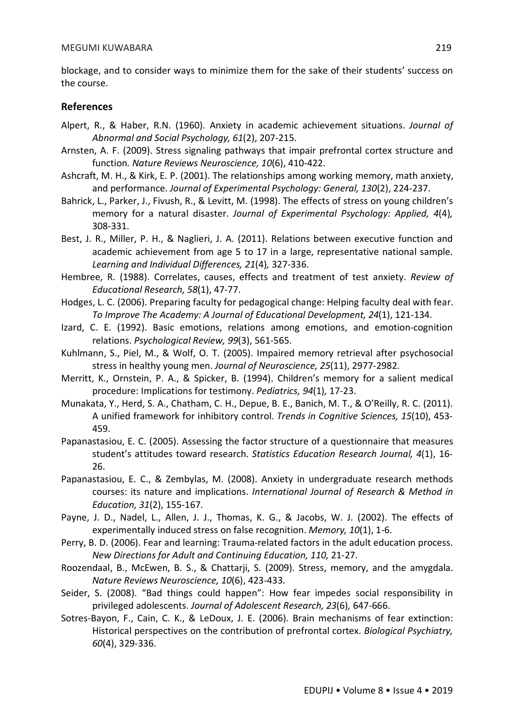blockage, and to consider ways to minimize them for the sake of their students' success on the course.

## References

Alpert, R., & Haber, R.N. (1960). Anxiety in academic achievement situations. *Journal of Abnormal and Social Psychology, 61*(2), 207-215.

Arnsten, A. F. (2009). Stress signaling pathways that impair prefrontal cortex structure and function*. Nature Reviews Neuroscience, 10*(6), 410-422.

Ashcraft, M. H., & Kirk, E. P. (2001). The relationships among working memory, math anxiety, and performance. *Journal of Experimental Psychology: General, 130*(2), 224-237.

Bahrick, L., Parker, J., Fivush, R., & Levitt, M. (1998). The effects of stress on young children's memory for a natural disaster. *Journal of Experimental Psychology: Applied, 4*(4)*,* 308-331.

Best, J. R., Miller, P. H., & Naglieri, J. A. (2011). Relations between executive function and academic achievement from age 5 to 17 in a large, representative national sample. *Learning and Individual Differences, 21*(4)*,* 327-336.

Hembree, R. (1988). Correlates, causes, effects and treatment of test anxiety. *Review of Educational Research, 58*(1), 47-77.

Hodges, L. C. (2006). Preparing faculty for pedagogical change: Helping faculty deal with fear. *To Improve The Academy: A Journal of Educational Development, 24*(1), 121-134.

Izard, C. E. (1992). Basic emotions, relations among emotions, and emotion-cognition relations. *Psychological Review, 99*(3), 561-565.

Kuhlmann, S., Piel, M., & Wolf, O. T. (2005). Impaired memory retrieval after psychosocial stress in healthy young men. *Journal of Neuroscience, 25*(11), 2977-2982.

Merritt, K., Ornstein, P. A., & Spicker, B. (1994). Children's memory for a salient medical procedure: Implications for testimony. *Pediatrics, 94*(1)*,* 17-23.

Munakata, Y., Herd, S. A., Chatham, C. H., Depue, B. E., Banich, M. T., & O'Reilly, R. C. (2011). A unified framework for inhibitory control. *Trends in Cognitive Sciences, 15*(10), 453-459.

Papanastasiou, E. C. (2005). Assessing the factor structure of a questionnaire that measures student's attitudes toward research. *Statistics Education Research Journal, 4*(1), 16-26.

Papanastasiou, E. C., & Zembylas, M. (2008). Anxiety in undergraduate research methods courses: its nature and implications. *International Journal of Research & Method in Education, 31*(2), 155-167.

Payne, J. D., Nadel, L., Allen, J. J., Thomas, K. G., & Jacobs, W. J. (2002). The effects of experimentally induced stress on false recognition. *Memory, 10*(1), 1-6.

Perry, B. D. (2006). Fear and learning: Trauma-related factors in the adult education process. *New Directions for Adult and Continuing Education, 110,* 21-27.

Roozendaal, B., McEwen, B. S., & Chattarji, S. (2009). Stress, memory, and the amygdala. *Nature Reviews Neuroscience, 10*(6), 423-433.

Seider, S. (2008). "Bad things could happen": How fear impedes social responsibility in privileged adolescents. *Journal of Adolescent Research, 23*(6)*,* 647-666.

Sotres-Bayon, F., Cain, C. K., & LeDoux, J. E. (2006). Brain mechanisms of fear extinction: Historical perspectives on the contribution of prefrontal cortex. *Biological Psychiatry, 60*(4), 329-336.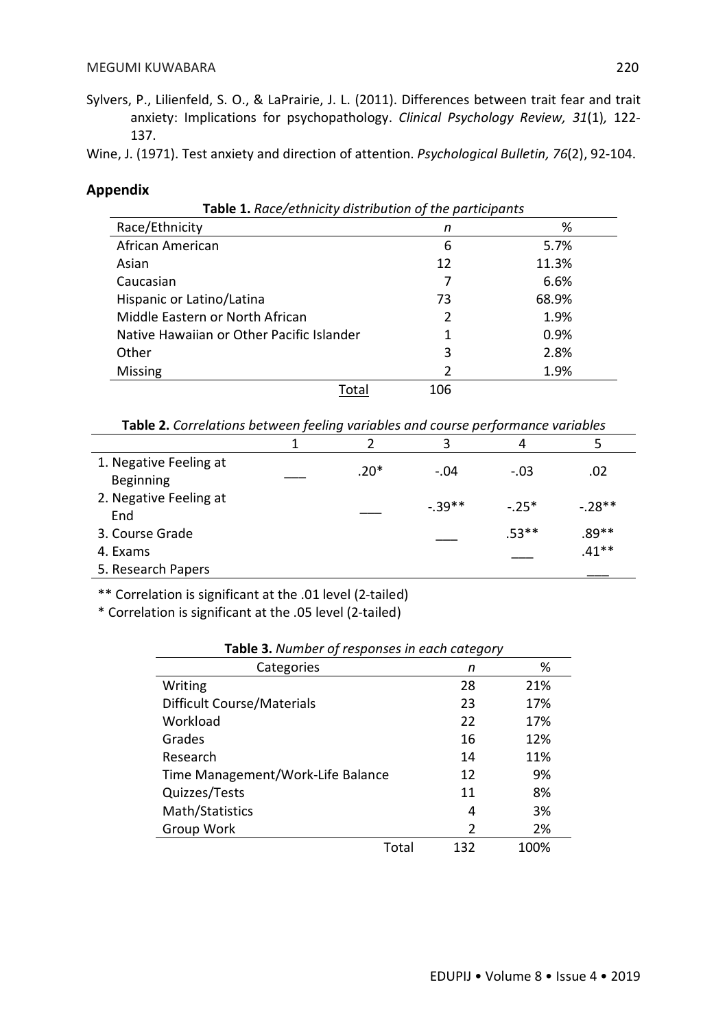Sylvers, P., Lilienfeld, S. O., & LaPrairie, J. L. (2011). Differences between trait fear and trait anxiety: Implications for psychopathology. *Clinical Psychology Review, 31*(1), 122-137.

Wine, J. (1971). Test anxiety and direction of attention. *Psychological Bulletin, 76*(2), 92-104.

## Appendix

**Table 1.** *Race/ethnicity distribution of the participants*

| Race/Ethnicity | *n* | % |
|---|---|---|
| African American | 6 | 5.7% |
| Asian | 12 | 11.3% |
| Caucasian | 7 | 6.6% |
| Hispanic or Latino/Latina | 73 | 68.9% |
| Middle Eastern or North African | 2 | 1.9% |
| Native Hawaiian or Other Pacific Islander | 1 | 0.9% |
| Other | 3 | 2.8% |
| Missing | 2 | 1.9% |
| Total | 106 | |

**Table 2.** *Correlations between feeling variables and course performance variables*

| | 1 | 2 | 3 | 4 | 5 |
|---|---|---|---|---|---|
| 1. Negative Feeling at Beginning | ___ | .20* | -.04 | -.03 | .02 |
| 2. Negative Feeling at End | | ___ | -.39** | -.25* | -.28** |
| 3. Course Grade | | | ___ | .53** | .89** |
| 4. Exams | | | | ___ | .41** |
| 5. Research Papers | | | | | ___ |

** Correlation is significant at the .01 level (2-tailed)

* Correlation is significant at the .05 level (2-tailed)

**Table 3.** *Number of responses in each category*

| Categories | *n* | % |
|---|---|---|
| Writing | 28 | 21% |
| Difficult Course/Materials | 23 | 17% |
| Workload | 22 | 17% |
| Grades | 16 | 12% |
| Research | 14 | 11% |
| Time Management/Work-Life Balance | 12 | 9% |
| Quizzes/Tests | 11 | 8% |
| Math/Statistics | 4 | 3% |
| Group Work | 2 | 2% |
| Total | 132 | 100% |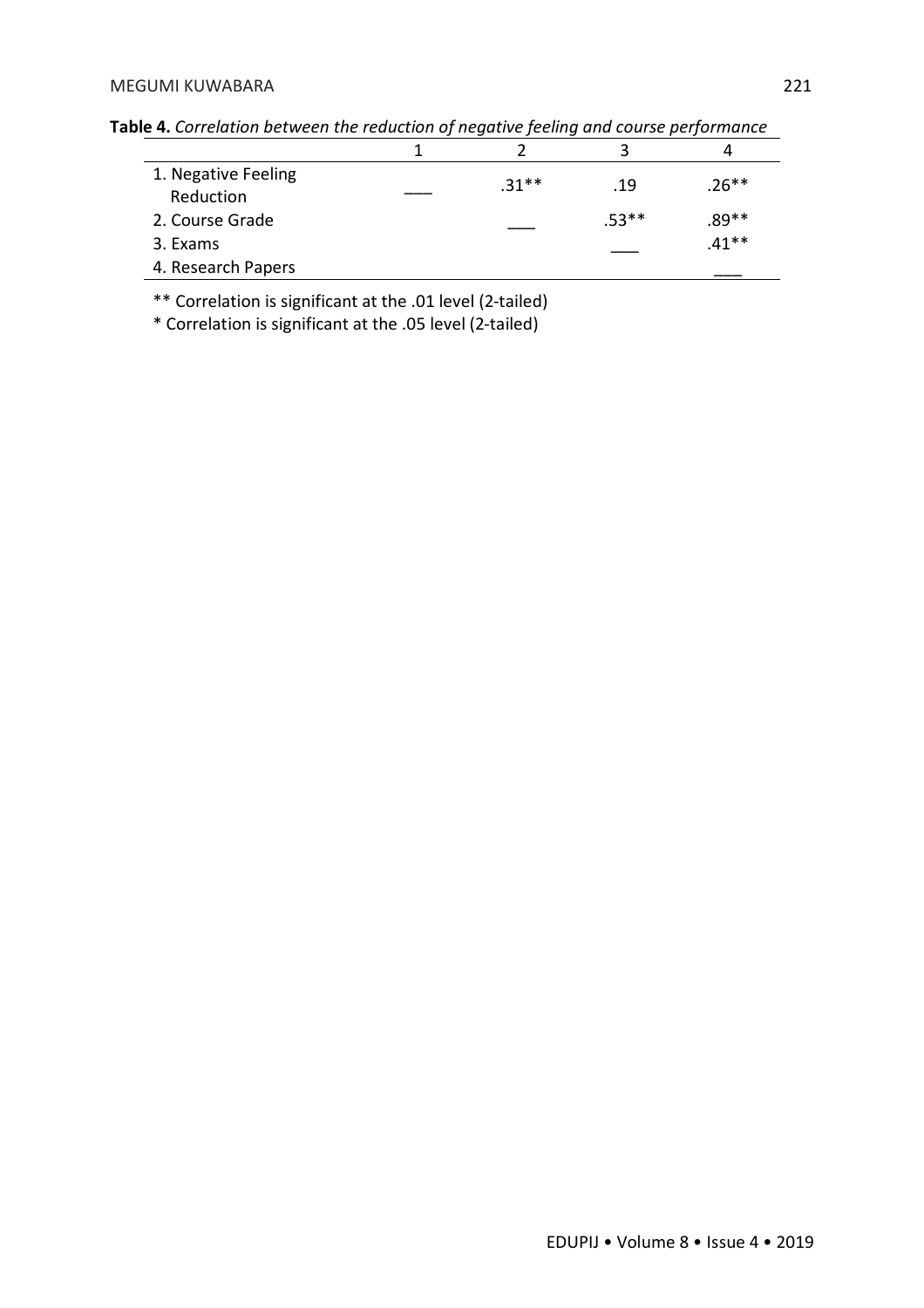**Table 4.** *Correlation between the reduction of negative feeling and course performance*

| | 1 | 2 | 3 | 4 |
|---|---|---|---|---|
| 1. Negative Feeling Reduction | ___ | .31** | .19 | .26** |
| 2. Course Grade | | ___ | .53** | .89** |
| 3. Exams | | | ___ | .41** |
| 4. Research Papers | | | | ___ |

** Correlation is significant at the .01 level (2-tailed)

* Correlation is significant at the .05 level (2-tailed)